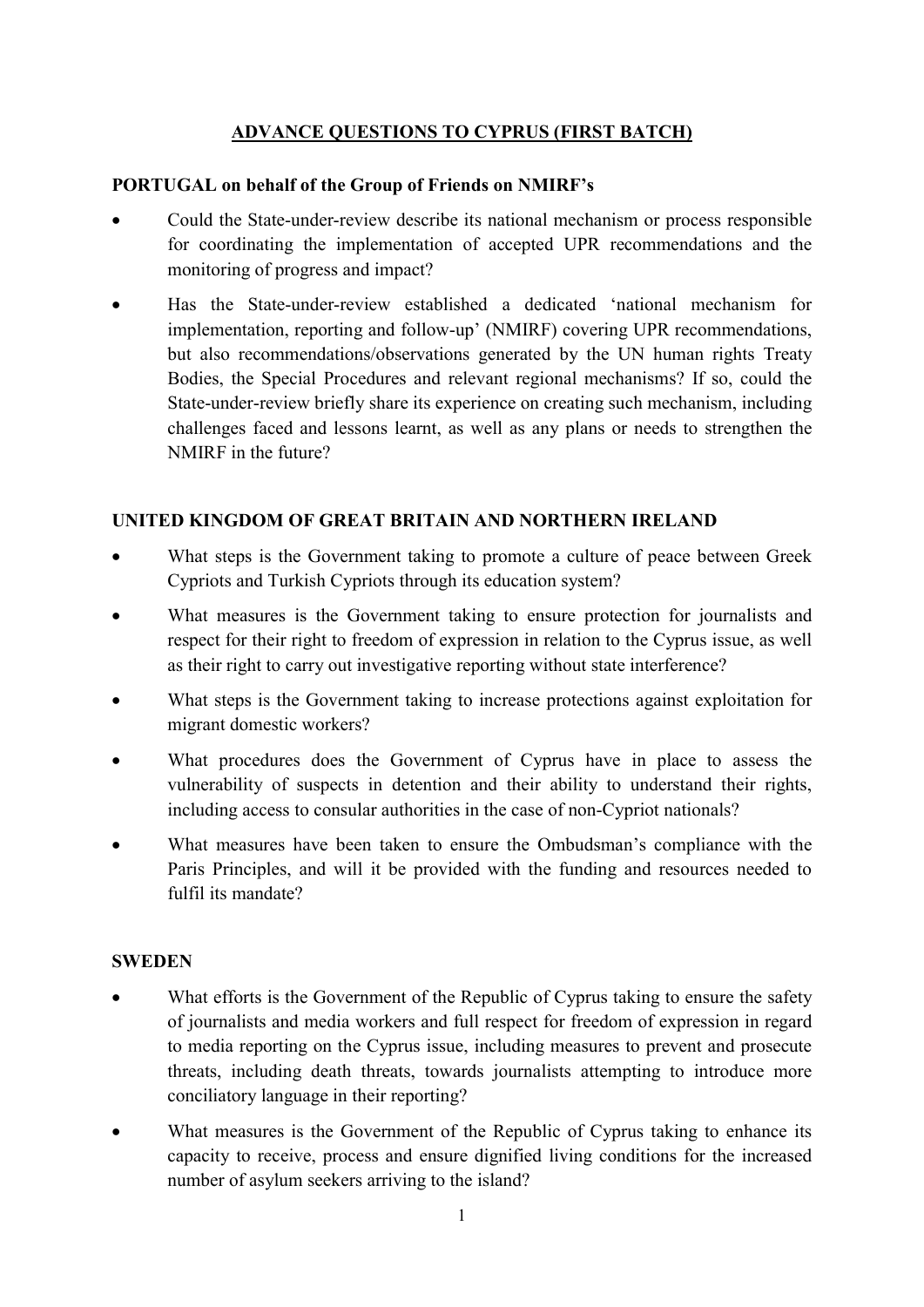# ADVANCE QUESTIONS TO CYPRUS (FIRST BATCH)

## PORTUGAL on behalf of the Group of Friends on NMIRF's

- Could the State-under-review describe its national mechanism or process responsible for coordinating the implementation of accepted UPR recommendations and the monitoring of progress and impact?
- Has the State-under-review established a dedicated 'national mechanism for implementation, reporting and follow-up' (NMIRF) covering UPR recommendations, but also recommendations/observations generated by the UN human rights Treaty Bodies, the Special Procedures and relevant regional mechanisms? If so, could the State-under-review briefly share its experience on creating such mechanism, including challenges faced and lessons learnt, as well as any plans or needs to strengthen the NMIRF in the future?

## UNITED KINGDOM OF GREAT BRITAIN AND NORTHERN IRELAND

- What steps is the Government taking to promote a culture of peace between Greek Cypriots and Turkish Cypriots through its education system?
- What measures is the Government taking to ensure protection for journalists and respect for their right to freedom of expression in relation to the Cyprus issue, as well as their right to carry out investigative reporting without state interference?
- What steps is the Government taking to increase protections against exploitation for migrant domestic workers?
- What procedures does the Government of Cyprus have in place to assess the vulnerability of suspects in detention and their ability to understand their rights, including access to consular authorities in the case of non-Cypriot nationals?
- What measures have been taken to ensure the Ombudsman's compliance with the Paris Principles, and will it be provided with the funding and resources needed to fulfil its mandate?

## SWEDEN

- What efforts is the Government of the Republic of Cyprus taking to ensure the safety of journalists and media workers and full respect for freedom of expression in regard to media reporting on the Cyprus issue, including measures to prevent and prosecute threats, including death threats, towards journalists attempting to introduce more conciliatory language in their reporting?
- What measures is the Government of the Republic of Cyprus taking to enhance its capacity to receive, process and ensure dignified living conditions for the increased number of asylum seekers arriving to the island?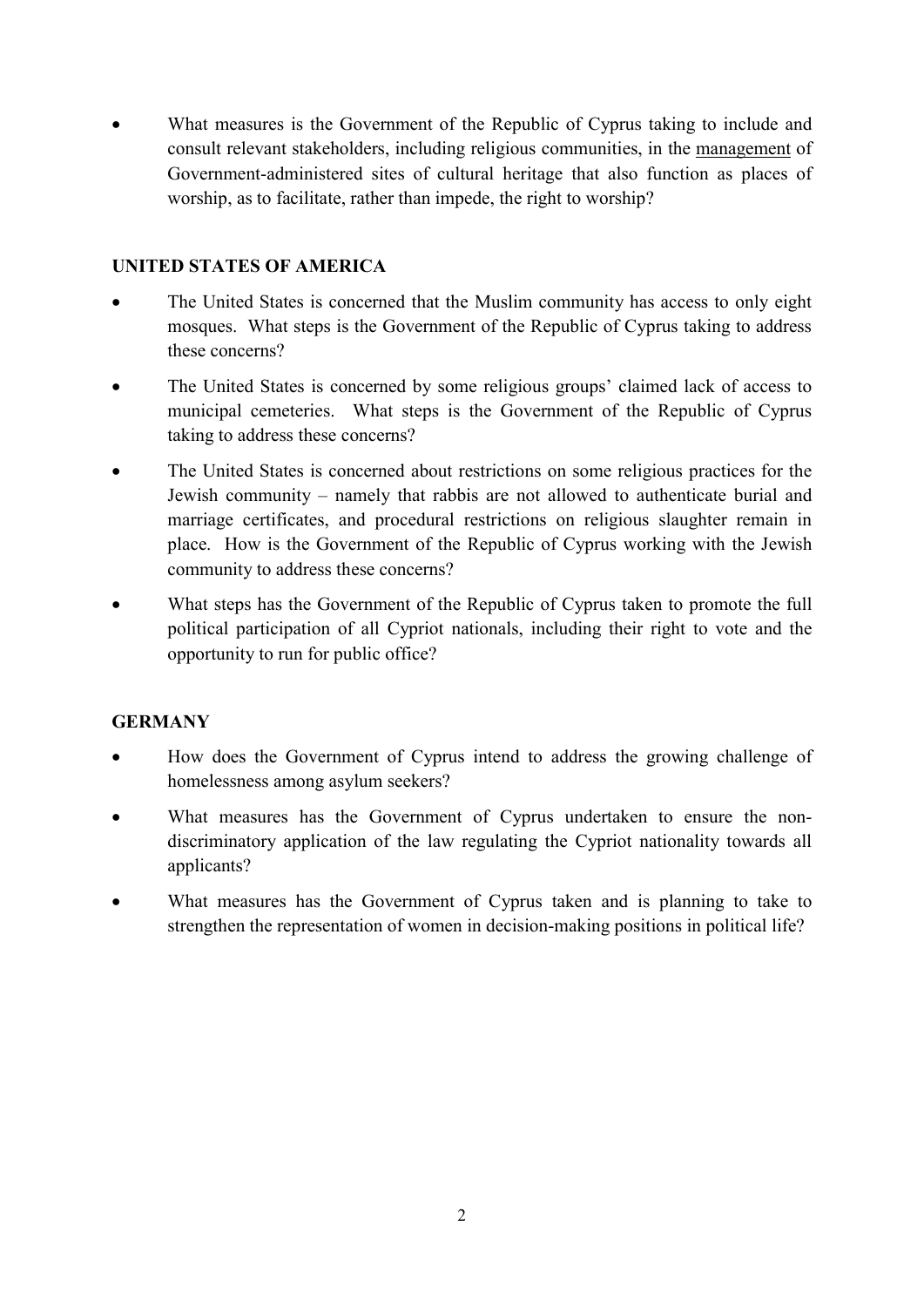- What measures is the Government of the Republic of Cyprus taking to include and consult relevant stakeholders, including religious communities, in the management of Government-administered sites of cultural heritage that also function as places of worship, as to facilitate, rather than impede, the right to worship?

**UNITED STATES OF AMERICA**

- The United States is concerned that the Muslim community has access to only eight mosques. What steps is the Government of the Republic of Cyprus taking to address these concerns?
- The United States is concerned by some religious groups' claimed lack of access to municipal cemeteries. What steps is the Government of the Republic of Cyprus taking to address these concerns?
- The United States is concerned about restrictions on some religious practices for the Jewish community – namely that rabbis are not allowed to authenticate burial and marriage certificates, and procedural restrictions on religious slaughter remain in place. How is the Government of the Republic of Cyprus working with the Jewish community to address these concerns?
- What steps has the Government of the Republic of Cyprus taken to promote the full political participation of all Cypriot nationals, including their right to vote and the opportunity to run for public office?

**GERMANY**

- How does the Government of Cyprus intend to address the growing challenge of homelessness among asylum seekers?
- What measures has the Government of Cyprus undertaken to ensure the non-discriminatory application of the law regulating the Cypriot nationality towards all applicants?
- What measures has the Government of Cyprus taken and is planning to take to strengthen the representation of women in decision-making positions in political life?